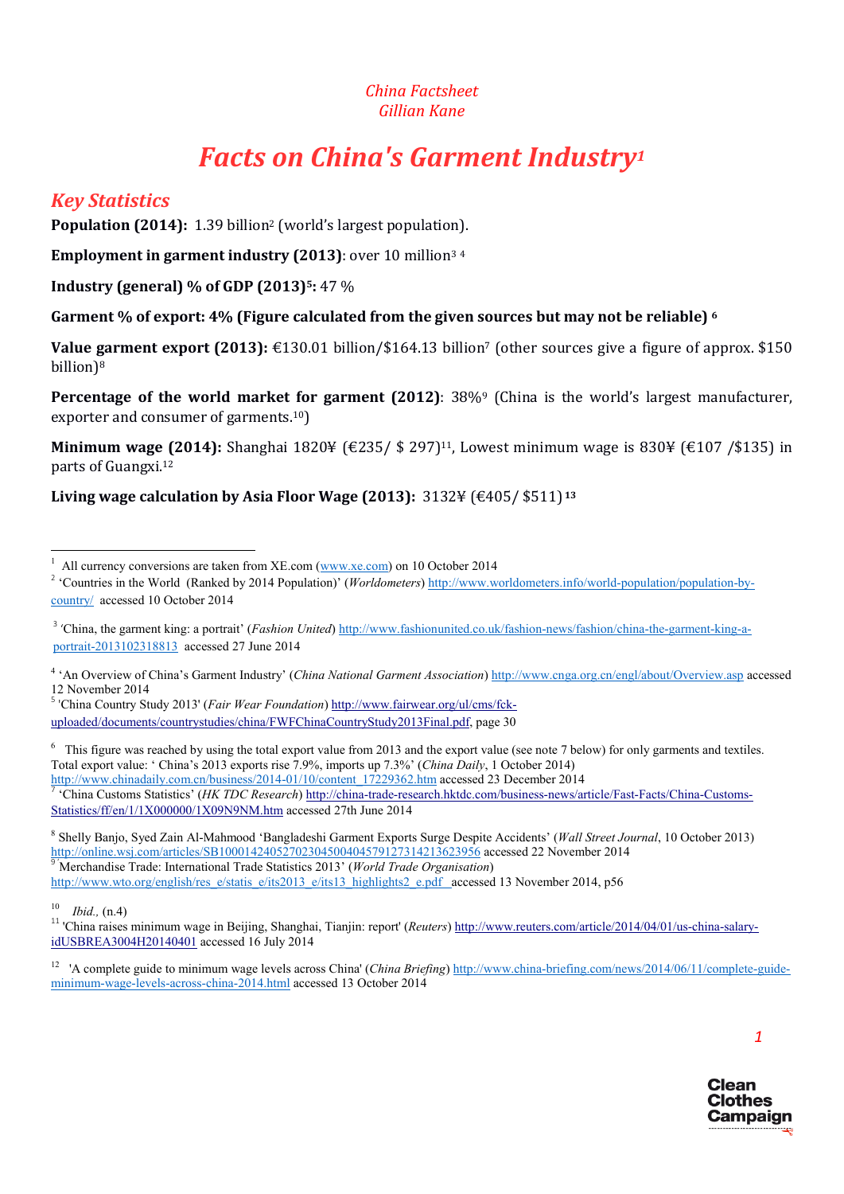*China Factsheet*
*Gillian Kane*

# *Facts on China's Garment Industry*[1]

## *Key Statistics*

**Population (2014):** 1.39 billion[2] (world's largest population).

**Employment in garment industry (2013)**: over 10 million[3] [4]

**Industry (general) % of GDP (2013)[5]:** 47 %

**Garment % of export: 4% (Figure calculated from the given sources but may not be reliable)** [6]

**Value garment export (2013):** €130.01 billion/$164.13 billion[7] (other sources give a figure of approx. $150 billion)[8]

**Percentage of the world market for garment (2012)**: 38%[9] (China is the world's largest manufacturer, exporter and consumer of garments.[10])

**Minimum wage (2014):** Shanghai 1820¥ (€235/ $ 297)[11], Lowest minimum wage is 830¥ (€107 /$135) in parts of Guangxi.[12]

**Living wage calculation by Asia Floor Wage (2013):** 3132¥ (€405/ $511) [13]

---

[1] All currency conversions are taken from XE.com (www.xe.com) on 10 October 2014

[2] 'Countries in the World (Ranked by 2014 Population)' (*Worldometers*) http://www.worldometers.info/world-population/population-by-country/ accessed 10 October 2014

[3] 'China, the garment king: a portrait' (*Fashion United*) http://www.fashionunited.co.uk/fashion-news/fashion/china-the-garment-king-a-portrait-2013102318813 accessed 27 June 2014

[4] 'An Overview of China's Garment Industry' (*China National Garment Association*) http://www.cnga.org.cn/engl/about/Overview.asp accessed 12 November 2014

[5] 'China Country Study 2013' (*Fair Wear Foundation*) http://www.fairwear.org/ul/cms/fck-uploaded/documents/countrystudies/china/FWFChinaCountryStudy2013Final.pdf, page 30

[6] This figure was reached by using the total export value from 2013 and the export value (see note 7 below) for only garments and textiles. Total export value: ' China's 2013 exports rise 7.9%, imports up 7.3%' (*China Daily*, 1 October 2014) http://www.chinadaily.com.cn/business/2014-01/10/content_17229362.htm accessed 23 December 2014

[7] 'China Customs Statistics' (*HK TDC Research*) http://china-trade-research.hktdc.com/business-news/article/Fast-Facts/China-Customs-Statistics/ff/en/1/1X000000/1X09N9NM.htm accessed 27th June 2014

[8] Shelly Banjo, Syed Zain Al-Mahmood 'Bangladeshi Garment Exports Surge Despite Accidents' (*Wall Street Journal*, 10 October 2013) http://online.wsj.com/articles/SB10001424052702304500404579127314213623956 accessed 22 November 2014

[9] Merchandise Trade: International Trade Statistics 2013' (*World Trade Organisation*) http://www.wto.org/english/res_e/statis_e/its2013_e/its13_highlights2_e.pdf accessed 13 November 2014, p56

[10] *Ibid.,* (n.4)

[11] 'China raises minimum wage in Beijing, Shanghai, Tianjin: report' (*Reuters*) http://www.reuters.com/article/2014/04/01/us-china-salary-idUSBREA3004H20140401 accessed 16 July 2014

[12] 'A complete guide to minimum wage levels across China' (*China Briefing*) http://www.china-briefing.com/news/2014/06/11/complete-guide-minimum-wage-levels-across-china-2014.html accessed 13 October 2014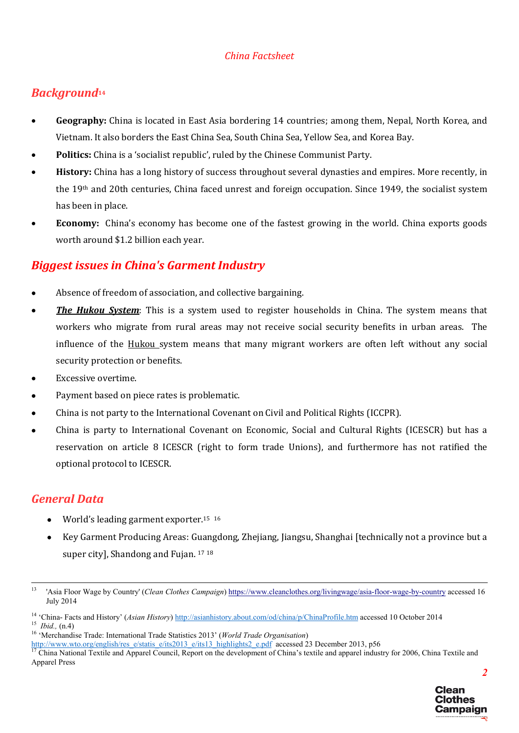*China Factsheet*

## *Background*[14]

- **Geography:** China is located in East Asia bordering 14 countries; among them, Nepal, North Korea, and Vietnam. It also borders the East China Sea, South China Sea, Yellow Sea, and Korea Bay.
- **Politics:** China is a 'socialist republic', ruled by the Chinese Communist Party.
- **History:** China has a long history of success throughout several dynasties and empires. More recently, in the 19th and 20th centuries, China faced unrest and foreign occupation. Since 1949, the socialist system has been in place.
- **Economy:** China's economy has become one of the fastest growing in the world. China exports goods worth around $1.2 billion each year.

## *Biggest issues in China's Garment Industry*

- Absence of freedom of association, and collective bargaining.
- ***The Hukou System***: This is a system used to register households in China. The system means that workers who migrate from rural areas may not receive social security benefits in urban areas. The influence of the Hukou system means that many migrant workers are often left without any social security protection or benefits.
- Excessive overtime.
- Payment based on piece rates is problematic.
- China is not party to the International Covenant on Civil and Political Rights (ICCPR).
- China is party to International Covenant on Economic, Social and Cultural Rights (ICESCR) but has a reservation on article 8 ICESCR (right to form trade Unions), and furthermore has not ratified the optional protocol to ICESCR.

## *General Data*

- World's leading garment exporter.[15] [16]
- Key Garment Producing Areas: Guangdong, Zhejiang, Jiangsu, Shanghai [technically not a province but a super city], Shandong and Fujan. [17] [18]

---

[13] 'Asia Floor Wage by Country' (*Clean Clothes Campaign*) https://www.cleanclothes.org/livingwage/asia-floor-wage-by-country accessed 16 July 2014

[14] 'China- Facts and History' (*Asian History*) http://asianhistory.about.com/od/china/p/ChinaProfile.htm accessed 10 October 2014

[15] *Ibid.,* (n.4)

[16] 'Merchandise Trade: International Trade Statistics 2013' (*World Trade Organisation*) http://www.wto.org/english/res_e/statis_e/its2013_e/its13_highlights2_e.pdf accessed 23 December 2013, p56

[17] China National Textile and Apparel Council, Report on the development of China's textile and apparel industry for 2006, China Textile and Apparel Press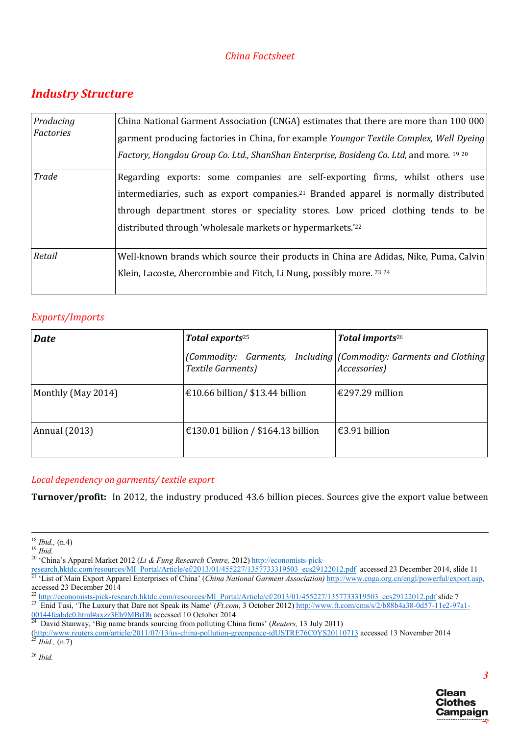*China Factsheet*

## *Industry Structure*

| | |
|---|---|
| *Producing Factories* | China National Garment Association (CNGA) estimates that there are more than 100 000 garment producing factories in China, for example *Youngor Textile Complex, Well Dyeing Factory, Hongdou Group Co. Ltd., ShanShan Enterprise, Bosideng Co. Ltd*, and more. [19] [20] |
| *Trade* | Regarding exports: some companies are self-exporting firms, whilst others use intermediaries, such as export companies.[21] Branded apparel is normally distributed through department stores or speciality stores. Low priced clothing tends to be distributed through 'wholesale markets or hypermarkets.'[22] |
| *Retail* | Well-known brands which source their products in China are Adidas, Nike, Puma, Calvin Klein, Lacoste, Abercrombie and Fitch, Li Nung, possibly more. [23] [24] |

### *Exports/Imports*

| ***Date*** | ***Total exports***[25] *(Commodity: Garments, Including Textile Garments)* | ***Total imports***[26] *(Commodity: Garments and Clothing Accessories)* |
|---|---|---|
| Monthly (May 2014) | €10.66 billion/ $13.44 billion | €297.29 million |
| Annual (2013) | €130.01 billion / $164.13 billion | €3.91 billion |

### *Local dependency on garments/ textile export*

**Turnover/profit:** In 2012, the industry produced 43.6 billion pieces. Sources give the export value between

---

[18] *Ibid.,* (n.4)

[19] *Ibid.*

[20] 'China's Apparel Market 2012 (*Li & Fung Research Centre,* 2012) http://economists-pick-research.hktdc.com/resources/MI_Portal/Article/ef/2013/01/455227/1357733319503_ecs29122012.pdf accessed 23 December 2014, slide 11

[21] 'List of Main Export Apparel Enterprises of China' (*China National Garment Association)* http://www.cnga.org.cn/engl/powerful/export.asp, accessed 23 December 2014

[22] http://economists-pick-research.hktdc.com/resources/MI_Portal/Article/ef/2013/01/455227/1357733319503_ecs29122012.pdf slide 7

[23] Enid Tusi, 'The Luxury that Dare not Speak its Name' (*Ft.com*, 3 October 2012) http://www.ft.com/cms/s/2/b88b4a38-0d57-11e2-97a1-00144feabdc0.html#axzz3Eh9MBrDh accessed 10 October 2014

[24] David Stanway, 'Big name brands sourcing from polluting China firms' (*Reuters,* 13 July 2011) (http://www.reuters.com/article/2011/07/13/us-china-pollution-greenpeace-idUSTRE76C0YS20110713 accessed 13 November 2014

[25] *Ibid.,* (n.7)

[26] *Ibid.*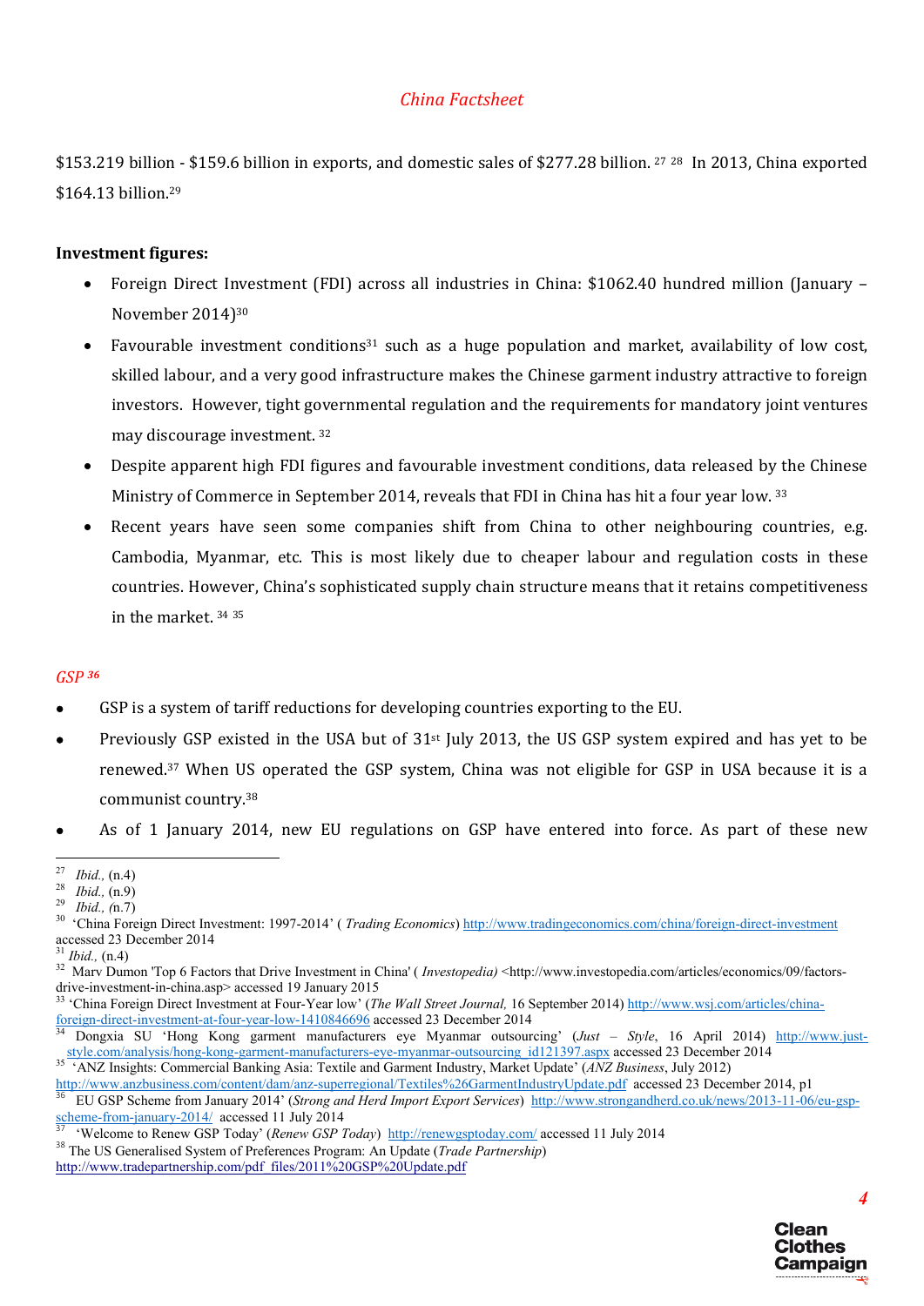$153.219 billion - $159.6 billion in exports, and domestic sales of $277.28 billion. [27] [28] In 2013, China exported $164.13 billion.[29]

**Investment figures:**

- Foreign Direct Investment (FDI) across all industries in China: $1062.40 hundred million (January – November 2014)[30]
- Favourable investment conditions[31] such as a huge population and market, availability of low cost, skilled labour, and a very good infrastructure makes the Chinese garment industry attractive to foreign investors. However, tight governmental regulation and the requirements for mandatory joint ventures may discourage investment. [32]
- Despite apparent high FDI figures and favourable investment conditions, data released by the Chinese Ministry of Commerce in September 2014, reveals that FDI in China has hit a four year low. [33]
- Recent years have seen some companies shift from China to other neighbouring countries, e.g. Cambodia, Myanmar, etc. This is most likely due to cheaper labour and regulation costs in these countries. However, China's sophisticated supply chain structure means that it retains competitiveness in the market. [34] [35]

*GSP [36]*

- GSP is a system of tariff reductions for developing countries exporting to the EU.
- Previously GSP existed in the USA but of 31st July 2013, the US GSP system expired and has yet to be renewed.[37] When US operated the GSP system, China was not eligible for GSP in USA because it is a communist country.[38]
- As of 1 January 2014, new EU regulations on GSP have entered into force. As part of these new

---

[27] *Ibid.,* (n.4)

[28] *Ibid.,* (n.9)

[29] *Ibid., (*n.7)

[30] 'China Foreign Direct Investment: 1997-2014' ( *Trading Economics*) http://www.tradingeconomics.com/china/foreign-direct-investment accessed 23 December 2014

[31] *Ibid.,* (n.4)

[32] Marv Dumon 'Top 6 Factors that Drive Investment in China' ( *Investopedia)* <http://www.investopedia.com/articles/economics/09/factors-drive-investment-in-china.asp> accessed 19 January 2015

[33] 'China Foreign Direct Investment at Four-Year low' (*The Wall Street Journal,* 16 September 2014) http://www.wsj.com/articles/china-foreign-direct-investment-at-four-year-low-1410846696 accessed 23 December 2014

[34] Dongxia SU 'Hong Kong garment manufacturers eye Myanmar outsourcing' (*Just – Style*, 16 April 2014) http://www.just-style.com/analysis/hong-kong-garment-manufacturers-eye-myanmar-outsourcing_id121397.aspx accessed 23 December 2014

[35] 'ANZ Insights: Commercial Banking Asia: Textile and Garment Industry, Market Update' (*ANZ Business*, July 2012) http://www.anzbusiness.com/content/dam/anz-superregional/Textiles%26GarmentIndustryUpdate.pdf accessed 23 December 2014, p1

[36] EU GSP Scheme from January 2014' (*Strong and Herd Import Export Services*) http://www.strongandherd.co.uk/news/2013-11-06/eu-gsp-scheme-from-january-2014/ accessed 11 July 2014

[37] 'Welcome to Renew GSP Today' (*Renew GSP Today*) http://renewgsptoday.com/ accessed 11 July 2014

[38] The US Generalised System of Preferences Program: An Update (*Trade Partnership*) http://www.tradepartnership.com/pdf_files/2011%20GSP%20Update.pdf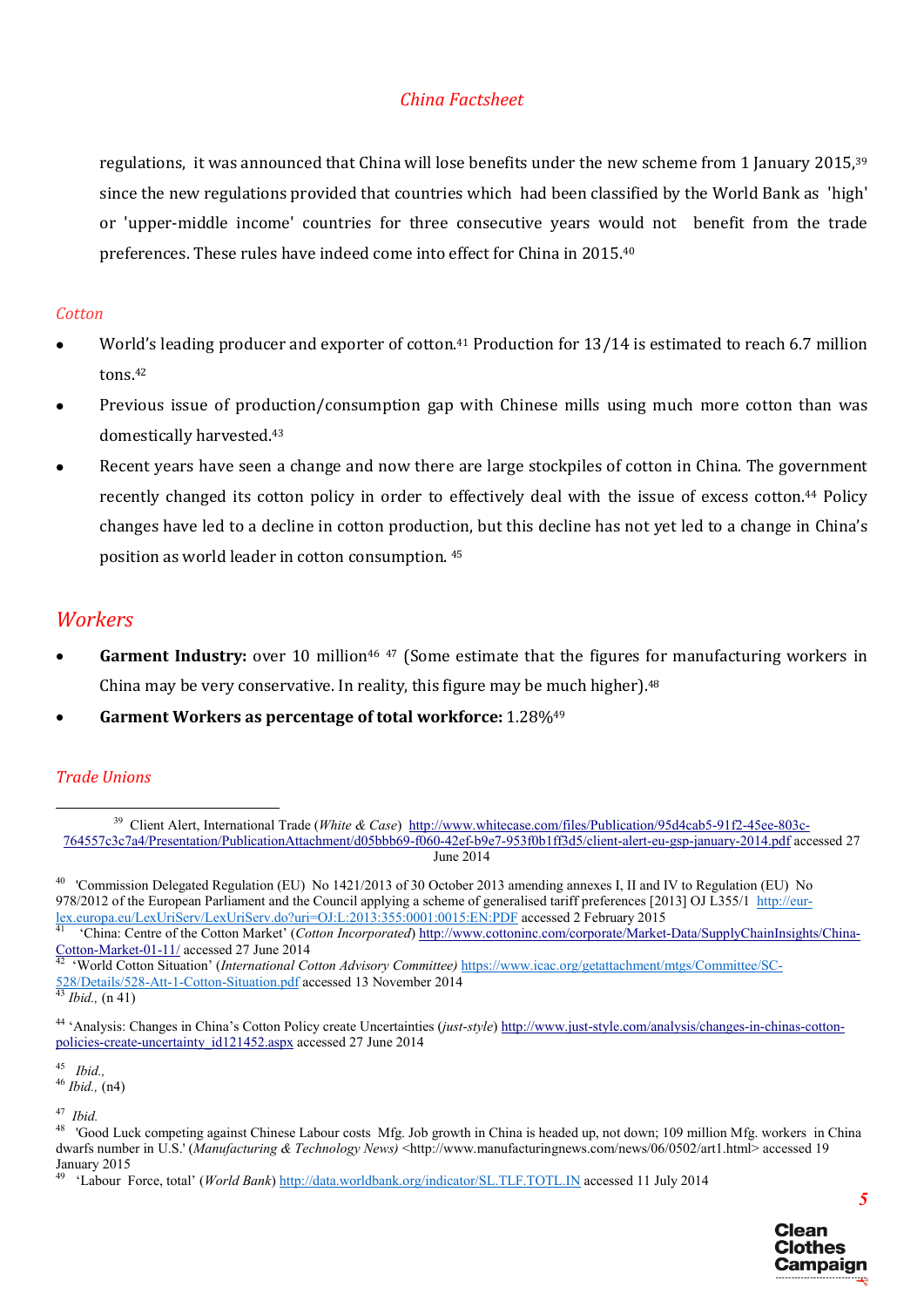regulations, it was announced that China will lose benefits under the new scheme from 1 January 2015,[39] since the new regulations provided that countries which had been classified by the World Bank as 'high' or 'upper-middle income' countries for three consecutive years would not benefit from the trade preferences. These rules have indeed come into effect for China in 2015.[40]

### *Cotton*

- World's leading producer and exporter of cotton.[41] Production for 13/14 is estimated to reach 6.7 million tons.[42]
- Previous issue of production/consumption gap with Chinese mills using much more cotton than was domestically harvested.[43]
- Recent years have seen a change and now there are large stockpiles of cotton in China. The government recently changed its cotton policy in order to effectively deal with the issue of excess cotton.[44] Policy changes have led to a decline in cotton production, but this decline has not yet led to a change in China's position as world leader in cotton consumption.[45]

## *Workers*

- **Garment Industry:** over 10 million[46] [47] (Some estimate that the figures for manufacturing workers in China may be very conservative. In reality, this figure may be much higher).[48]
- **Garment Workers as percentage of total workforce:** 1.28%[49]

### *Trade Unions*

---

[39] Client Alert, International Trade (*White & Case*) http://www.whitecase.com/files/Publication/95d4cab5-91f2-45ee-803c-764557c3c7a4/Presentation/PublicationAttachment/d05bbb69-f060-42ef-b9e7-953f0b1ff3d5/client-alert-eu-gsp-january-2014.pdf accessed 27 June 2014

[40] 'Commission Delegated Regulation (EU) No 1421/2013 of 30 October 2013 amending annexes I, II and IV to Regulation (EU) No 978/2012 of the European Parliament and the Council applying a scheme of generalised tariff preferences [2013] OJ L355/1 http://eur-lex.europa.eu/LexUriServ/LexUriServ.do?uri=OJ:L:2013:355:0001:0015:EN:PDF accessed 2 February 2015

[41] 'China: Centre of the Cotton Market' (*Cotton Incorporated*) http://www.cottoninc.com/corporate/Market-Data/SupplyChainInsights/China-Cotton-Market-01-11/ accessed 27 June 2014

[42] 'World Cotton Situation' (*International Cotton Advisory Committee)* https://www.icac.org/getattachment/mtgs/Committee/SC-528/Details/528-Att-1-Cotton-Situation.pdf accessed 13 November 2014

[43] *Ibid.,* (n 41)

[44] 'Analysis: Changes in China's Cotton Policy create Uncertainties (*just-style*) http://www.just-style.com/analysis/changes-in-chinas-cotton-policies-create-uncertainty_id121452.aspx accessed 27 June 2014

[45] *Ibid.,*

[46] *Ibid.,* (n4)

[47] *Ibid.*

[48] 'Good Luck competing against Chinese Labour costs Mfg. Job growth in China is headed up, not down; 109 million Mfg. workers in China dwarfs number in U.S.' (*Manufacturing & Technology News)* <http://www.manufacturingnews.com/news/06/0502/art1.html> accessed 19 January 2015

[49] 'Labour Force, total' (*World Bank*) http://data.worldbank.org/indicator/SL.TLF.TOTL.IN accessed 11 July 2014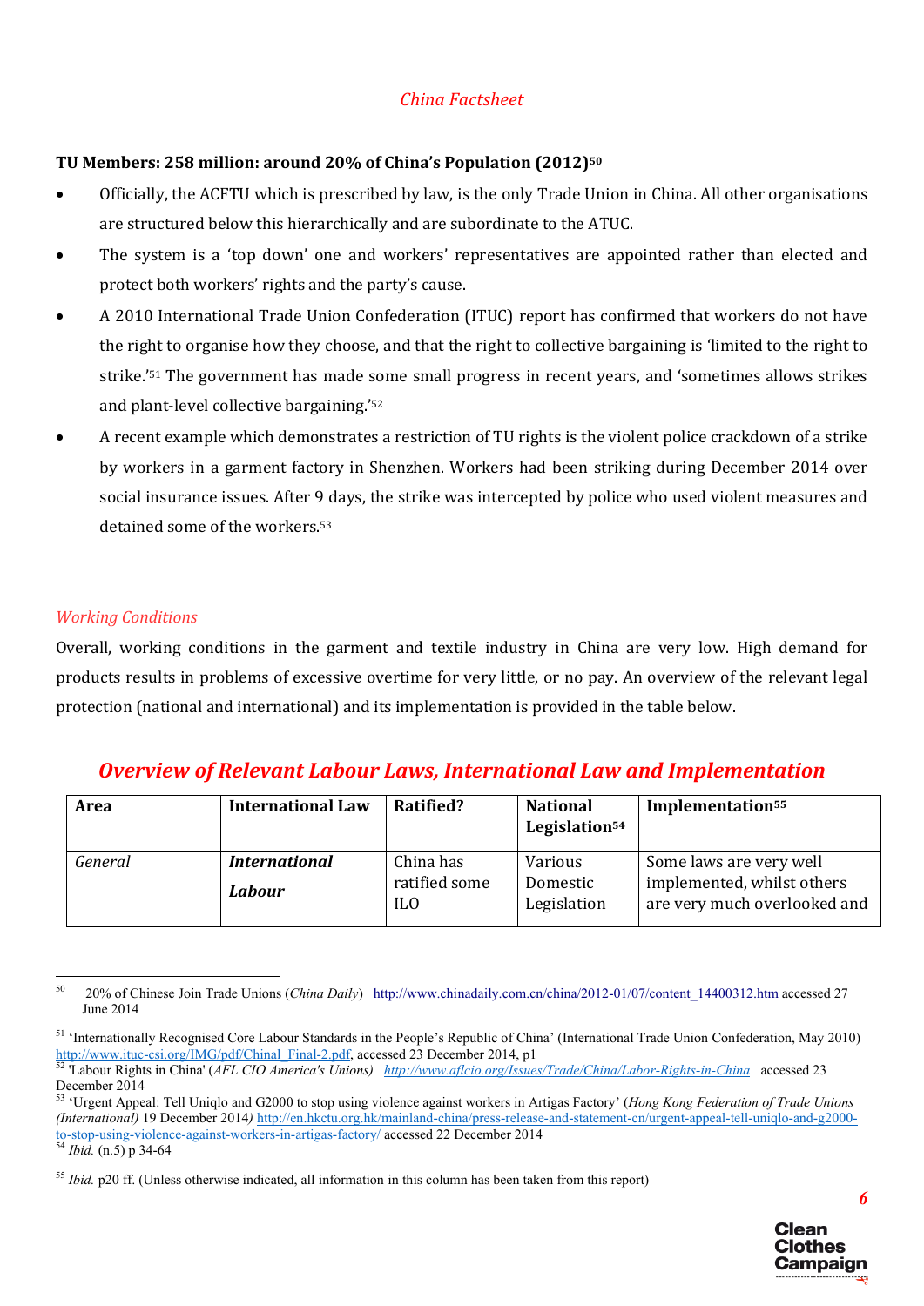## *China Factsheet*

**TU Members: 258 million: around 20% of China's Population (2012)[50]**

- Officially, the ACFTU which is prescribed by law, is the only Trade Union in China. All other organisations are structured below this hierarchically and are subordinate to the ATUC.
- The system is a 'top down' one and workers' representatives are appointed rather than elected and protect both workers' rights and the party's cause.
- A 2010 International Trade Union Confederation (ITUC) report has confirmed that workers do not have the right to organise how they choose, and that the right to collective bargaining is 'limited to the right to strike.'[51] The government has made some small progress in recent years, and 'sometimes allows strikes and plant-level collective bargaining.'[52]
- A recent example which demonstrates a restriction of TU rights is the violent police crackdown of a strike by workers in a garment factory in Shenzhen. Workers had been striking during December 2014 over social insurance issues. After 9 days, the strike was intercepted by police who used violent measures and detained some of the workers.[53]

### *Working Conditions*

Overall, working conditions in the garment and textile industry in China are very low. High demand for products results in problems of excessive overtime for very little, or no pay. An overview of the relevant legal protection (national and international) and its implementation is provided in the table below.

## *Overview of Relevant Labour Laws, International Law and Implementation*

| Area | International Law | Ratified? | National Legislation[54] | Implementation[55] |
|---|---|---|---|---|
| *General* | ***International Labour*** | China has ratified some ILO | Various Domestic Legislation | Some laws are very well implemented, whilst others are very much overlooked and |

[50] 20% of Chinese Join Trade Unions (*China Daily*) http://www.chinadaily.com.cn/china/2012-01/07/content_14400312.htm accessed 27 June 2014

[51] 'Internationally Recognised Core Labour Standards in the People's Republic of China' (International Trade Union Confederation, May 2010) http://www.ituc-csi.org/IMG/pdf/Chinal_Final-2.pdf, accessed 23 December 2014, p1

[52] 'Labour Rights in China' (*AFL CIO America's Unions*) *http://www.aflcio.org/Issues/Trade/China/Labor-Rights-in-China* accessed 23 December 2014

[53] 'Urgent Appeal: Tell Uniqlo and G2000 to stop using violence against workers in Artigas Factory' (*Hong Kong Federation of Trade Unions (International)* 19 December 2014*)* http://en.hkctu.org.hk/mainland-china/press-release-and-statement-cn/urgent-appeal-tell-uniqlo-and-g2000-to-stop-using-violence-against-workers-in-artigas-factory/ accessed 22 December 2014

[54] *Ibid.* (n.5) p 34-64

[55] *Ibid.* p20 ff. (Unless otherwise indicated, all information in this column has been taken from this report)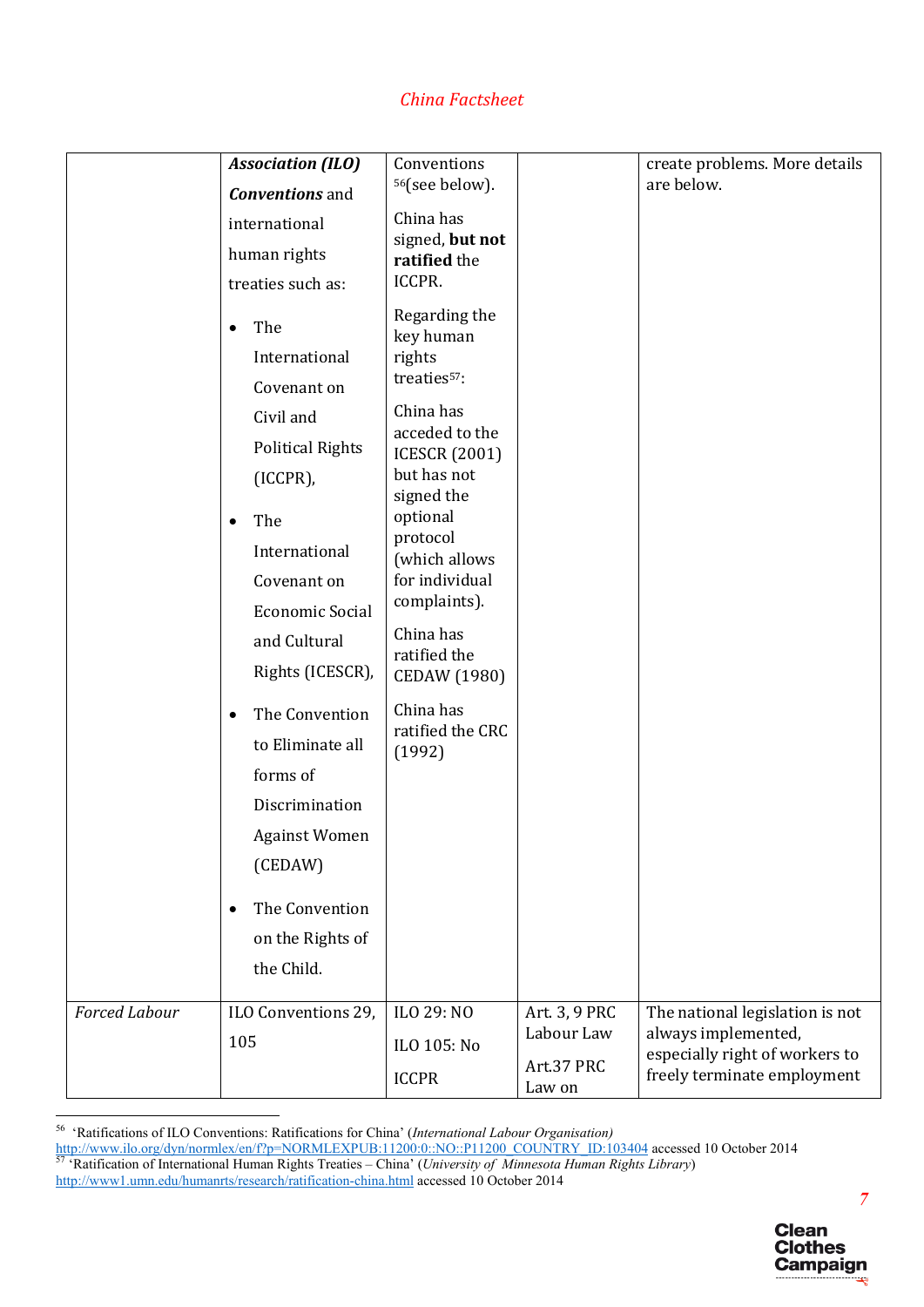|  | ***Association (ILO) Conventions*** and international human rights treaties such as:<br>• The International Covenant on Civil and Political Rights (ICCPR),<br>• The International Covenant on Economic Social and Cultural Rights (ICESCR),<br>• The Convention to Eliminate all forms of Discrimination Against Women (CEDAW)<br>• The Convention on the Rights of the Child. | Conventions [56](see below).<br>China has signed, **but not ratified** the ICCPR.<br>Regarding the key human rights treaties[57]:<br>China has acceded to the ICESCR (2001) but has not signed the optional protocol (which allows for individual complaints).<br>China has ratified the CEDAW (1980)<br>China has ratified the CRC (1992) |  | create problems. More details are below. |
|---|---|---|---|---|
| *Forced Labour* | ILO Conventions 29, 105 | ILO 29: NO<br>ILO 105: No<br>ICCPR | Art. 3, 9 PRC Labour Law<br>Art.37 PRC Law on | The national legislation is not always implemented, especially right of workers to freely terminate employment |

[56] 'Ratifications of ILO Conventions: Ratifications for China' (*International Labour Organisation)* http://www.ilo.org/dyn/normlex/en/f?p=NORMLEXPUB:11200:0::NO::P11200_COUNTRY_ID:103404 accessed 10 October 2014

[57] 'Ratification of International Human Rights Treaties – China' (*University of Minnesota Human Rights Library*) http://www1.umn.edu/humanrts/research/ratification-china.html accessed 10 October 2014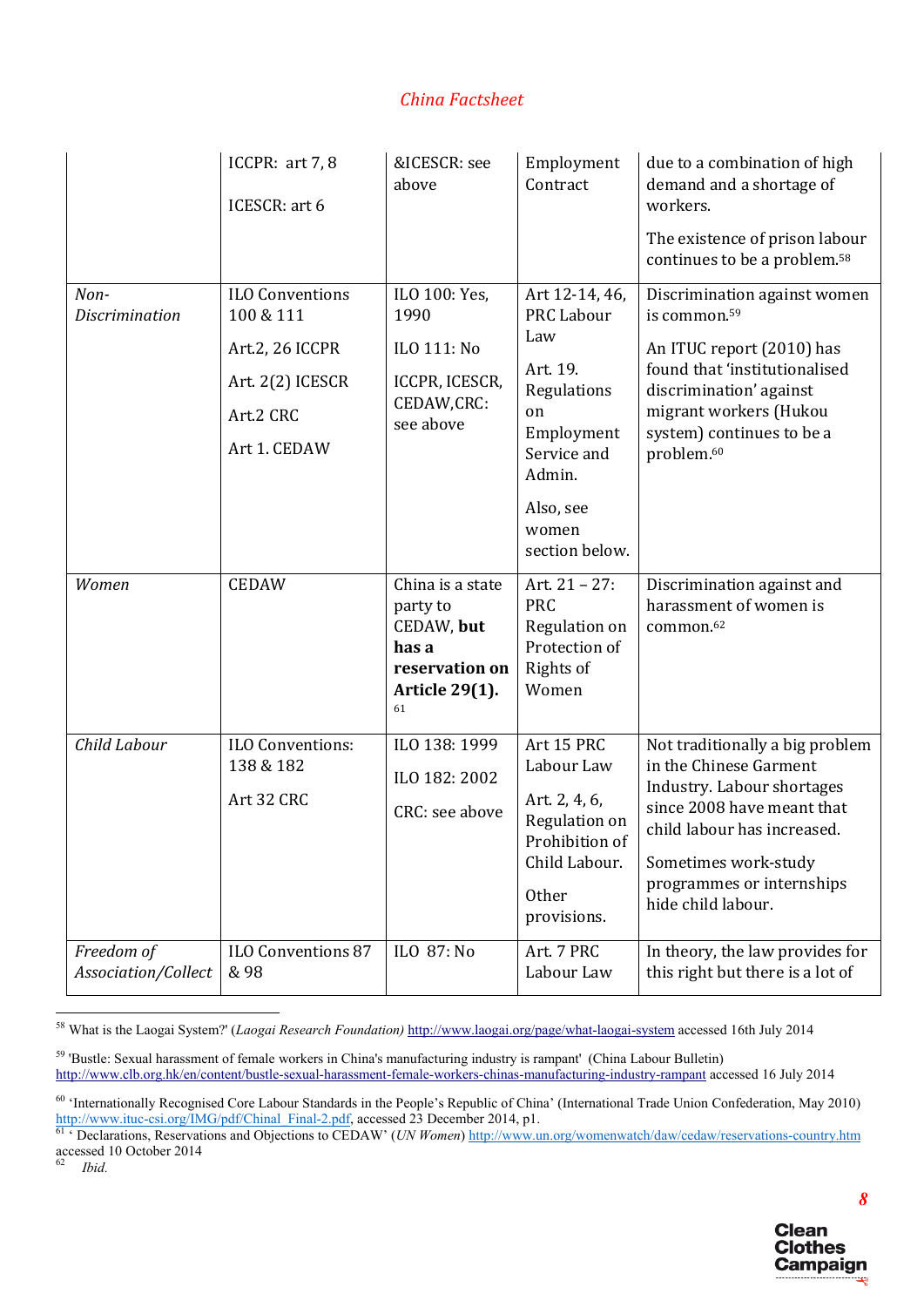| | | | | |
|---|---|---|---|---|
| | ICCPR: art 7, 8<br><br>ICESCR: art 6 | &ICESCR: see above | Employment Contract | due to a combination of high demand and a shortage of workers.<br><br>The existence of prison labour continues to be a problem.[58] |
| *Non-Discrimination* | ILO Conventions 100 & 111<br><br>Art.2, 26 ICCPR<br><br>Art. 2(2) ICESCR<br><br>Art.2 CRC<br><br>Art 1. CEDAW | ILO 100: Yes, 1990<br><br>ILO 111: No<br><br>ICCPR, ICESCR, CEDAW,CRC: see above | Art 12-14, 46, PRC Labour Law<br><br>Art. 19. Regulations on Employment Service and Admin.<br><br>Also, see women section below. | Discrimination against women is common.[59]<br><br>An ITUC report (2010) has found that 'institutionalised discrimination' against migrant workers (Hukou system) continues to be a problem.[60] |
| *Women* | CEDAW | China is a state party to CEDAW, **but has a reservation on Article 29(1).**[61] | Art. 21 – 27: PRC Regulation on Protection of Rights of Women | Discrimination against and harassment of women is common.[62] |
| *Child Labour* | ILO Conventions: 138 & 182<br><br>Art 32 CRC | ILO 138: 1999<br><br>ILO 182: 2002<br><br>CRC: see above | Art 15 PRC Labour Law<br><br>Art. 2, 4, 6, Regulation on Prohibition of Child Labour.<br><br>Other provisions. | Not traditionally a big problem in the Chinese Garment Industry. Labour shortages since 2008 have meant that child labour has increased.<br><br>Sometimes work-study programmes or internships hide child labour. |
| *Freedom of Association/Collect* | ILO Conventions 87 & 98 | ILO 87: No | Art. 7 PRC Labour Law | In theory, the law provides for this right but there is a lot of |

[58] What is the Laogai System?' (*Laogai Research Foundation)* http://www.laogai.org/page/what-laogai-system accessed 16th July 2014

[59] 'Bustle: Sexual harassment of female workers in China's manufacturing industry is rampant' (China Labour Bulletin) http://www.clb.org.hk/en/content/bustle-sexual-harassment-female-workers-chinas-manufacturing-industry-rampant accessed 16 July 2014

[60] 'Internationally Recognised Core Labour Standards in the People's Republic of China' (International Trade Union Confederation, May 2010) http://www.ituc-csi.org/IMG/pdf/Chinal_Final-2.pdf, accessed 23 December 2014, p1.

[61] ' Declarations, Reservations and Objections to CEDAW' (*UN Women*) http://www.un.org/womenwatch/daw/cedaw/reservations-country.htm accessed 10 October 2014

[62] *Ibid.*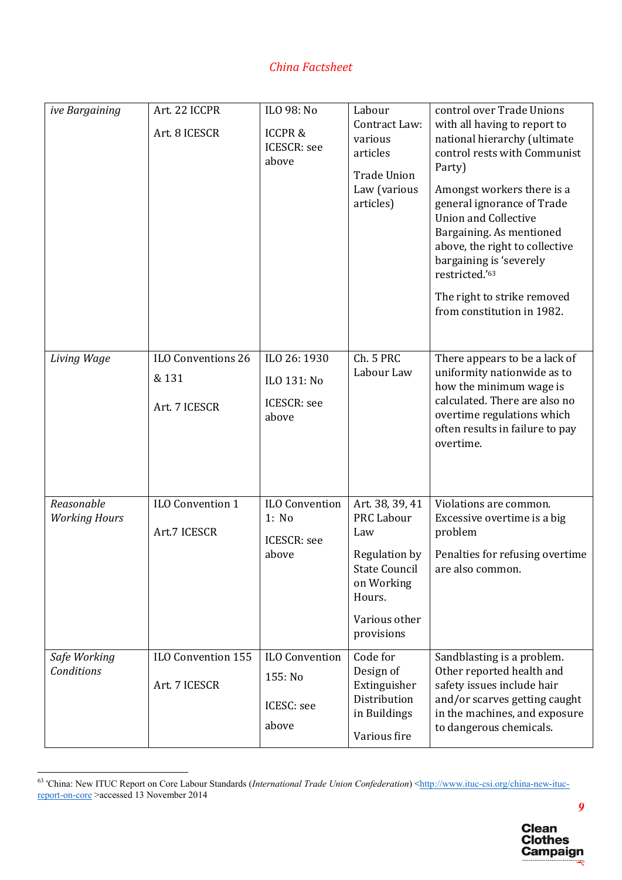| *ive Bargaining* | Art. 22 ICCPR<br><br>Art. 8 ICESCR | ILO 98: No<br><br>ICCPR & ICESCR: see above | Labour Contract Law: various articles<br><br>Trade Union Law (various articles) | control over Trade Unions with all having to report to national hierarchy (ultimate control rests with Communist Party)<br><br>Amongst workers there is a general ignorance of Trade Union and Collective Bargaining. As mentioned above, the right to collective bargaining is 'severely restricted.'[63]<br><br>The right to strike removed from constitution in 1982. |
|---|---|---|---|---|
| *Living Wage* | ILO Conventions 26 & 131<br><br>Art. 7 ICESCR | ILO 26: 1930<br><br>ILO 131: No<br><br>ICESCR: see above | Ch. 5 PRC Labour Law | There appears to be a lack of uniformity nationwide as to how the minimum wage is calculated. There are also no overtime regulations which often results in failure to pay overtime. |
| *Reasonable Working Hours* | ILO Convention 1<br><br>Art.7 ICESCR | ILO Convention 1: No<br><br>ICESCR: see above | Art. 38, 39, 41 PRC Labour Law<br><br>Regulation by State Council on Working Hours.<br><br>Various other provisions | Violations are common. Excessive overtime is a big problem<br><br>Penalties for refusing overtime are also common. |
| *Safe Working Conditions* | ILO Convention 155<br><br>Art. 7 ICESCR | ILO Convention 155: No<br><br>ICESC: see above | Code for Design of Extinguisher Distribution in Buildings<br><br>Various fire | Sandblasting is a problem. Other reported health and safety issues include hair and/or scarves getting caught in the machines, and exposure to dangerous chemicals. |

[63] 'China: New ITUC Report on Core Labour Standards (*International Trade Union Confederation*) <http://www.ituc-csi.org/china-new-ituc-report-on-core >accessed 13 November 2014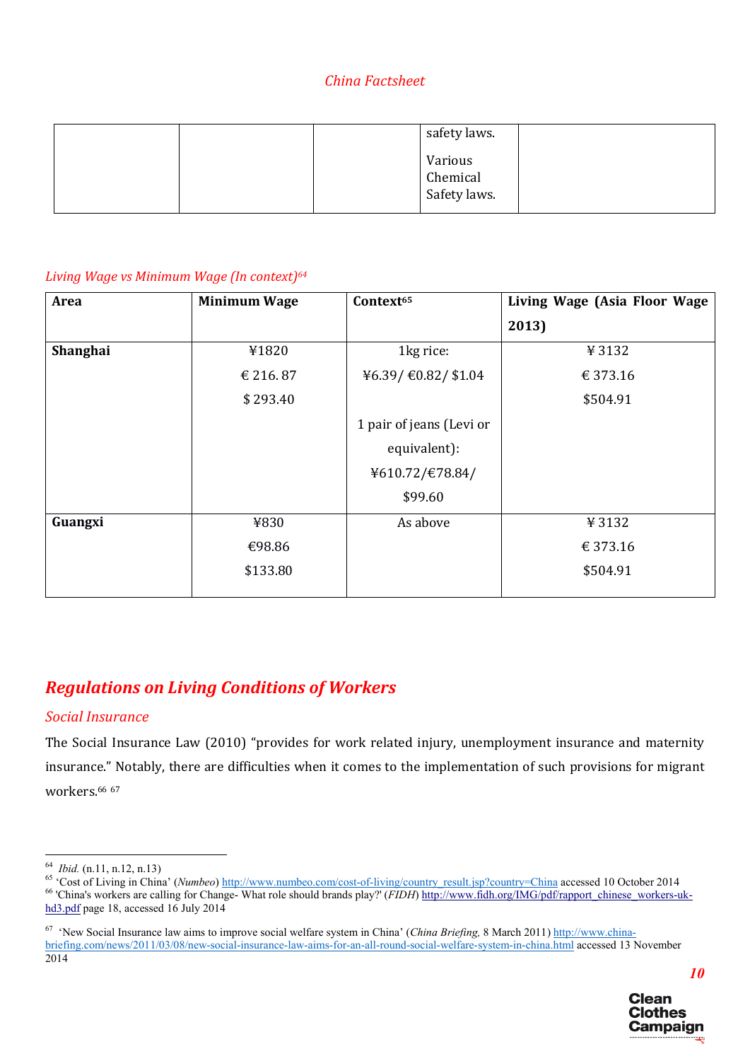|  |  |  | safety laws.<br><br>Various Chemical Safety laws. |  |
|---|---|---|---|---|

*Living Wage vs Minimum Wage (In context)*[64]

| Area | Minimum Wage | Context[65] | Living Wage (Asia Floor Wage 2013) |
|---|---|---|---|
| **Shanghai** | ¥1820<br>€ 216. 87<br>$ 293.40 | 1kg rice:<br>¥6.39/ €0.82/ $1.04<br><br>1 pair of jeans (Levi or equivalent):<br>¥610.72/€78.84/ $99.60 | ¥ 3132<br>€ 373.16<br>$504.91 |
| **Guangxi** | ¥830<br>€98.86<br>$133.80 | As above | ¥ 3132<br>€ 373.16<br>$504.91 |

## *Regulations on Living Conditions of Workers*

### *Social Insurance*

The Social Insurance Law (2010) "provides for work related injury, unemployment insurance and maternity insurance." Notably, there are difficulties when it comes to the implementation of such provisions for migrant workers.[66] [67]

---

[64] *Ibid.* (n.11, n.12, n.13)

[65] 'Cost of Living in China' (*Numbeo*) http://www.numbeo.com/cost-of-living/country_result.jsp?country=China accessed 10 October 2014

[66] 'China's workers are calling for Change- What role should brands play?' (*FIDH*) http://www.fidh.org/IMG/pdf/rapport_chinese_workers-uk-hd3.pdf page 18, accessed 16 July 2014

[67] 'New Social Insurance law aims to improve social welfare system in China' (*China Briefing,* 8 March 2011) http://www.china-briefing.com/news/2011/03/08/new-social-insurance-law-aims-for-an-all-round-social-welfare-system-in-china.html accessed 13 November 2014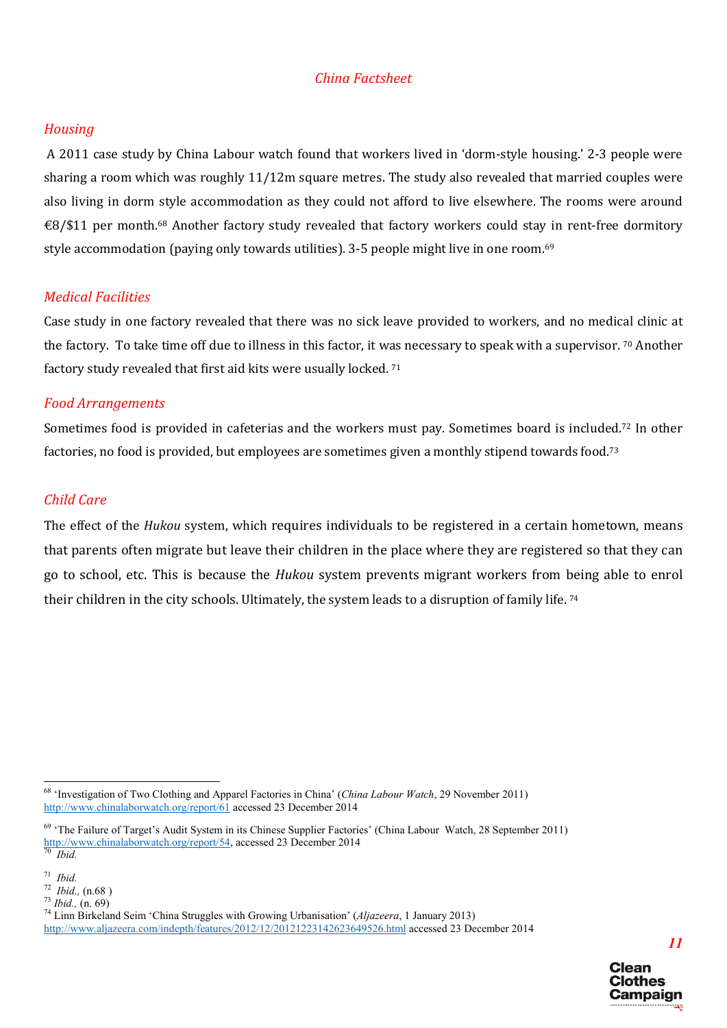## *China Factsheet*

### *Housing*

A 2011 case study by China Labour watch found that workers lived in 'dorm-style housing.' 2-3 people were sharing a room which was roughly 11/12m square metres. The study also revealed that married couples were also living in dorm style accommodation as they could not afford to live elsewhere. The rooms were around €8/$11 per month.[68] Another factory study revealed that factory workers could stay in rent-free dormitory style accommodation (paying only towards utilities). 3-5 people might live in one room.[69]

### *Medical Facilities*

Case study in one factory revealed that there was no sick leave provided to workers, and no medical clinic at the factory. To take time off due to illness in this factor, it was necessary to speak with a supervisor.[70] Another factory study revealed that first aid kits were usually locked.[71]

### *Food Arrangements*

Sometimes food is provided in cafeterias and the workers must pay. Sometimes board is included.[72] In other factories, no food is provided, but employees are sometimes given a monthly stipend towards food.[73]

### *Child Care*

The effect of the *Hukou* system, which requires individuals to be registered in a certain hometown, means that parents often migrate but leave their children in the place where they are registered so that they can go to school, etc. This is because the *Hukou* system prevents migrant workers from being able to enrol their children in the city schools. Ultimately, the system leads to a disruption of family life.[74]

---

[68] 'Investigation of Two Clothing and Apparel Factories in China' (*China Labour Watch*, 29 November 2011) http://www.chinalaborwatch.org/report/61 accessed 23 December 2014

[69] 'The Failure of Target's Audit System in its Chinese Supplier Factories' (China Labour Watch, 28 September 2011) http://www.chinalaborwatch.org/report/54, accessed 23 December 2014

[70] *Ibid.*

[71] *Ibid.*

[72] *Ibid.,* (n.68 )

[73] *Ibid.,* (n. 69)

[74] Linn Birkeland Seim 'China Struggles with Growing Urbanisation' (*Aljazeera*, 1 January 2013) http://www.aljazeera.com/indepth/features/2012/12/20121223142623649526.html accessed 23 December 2014